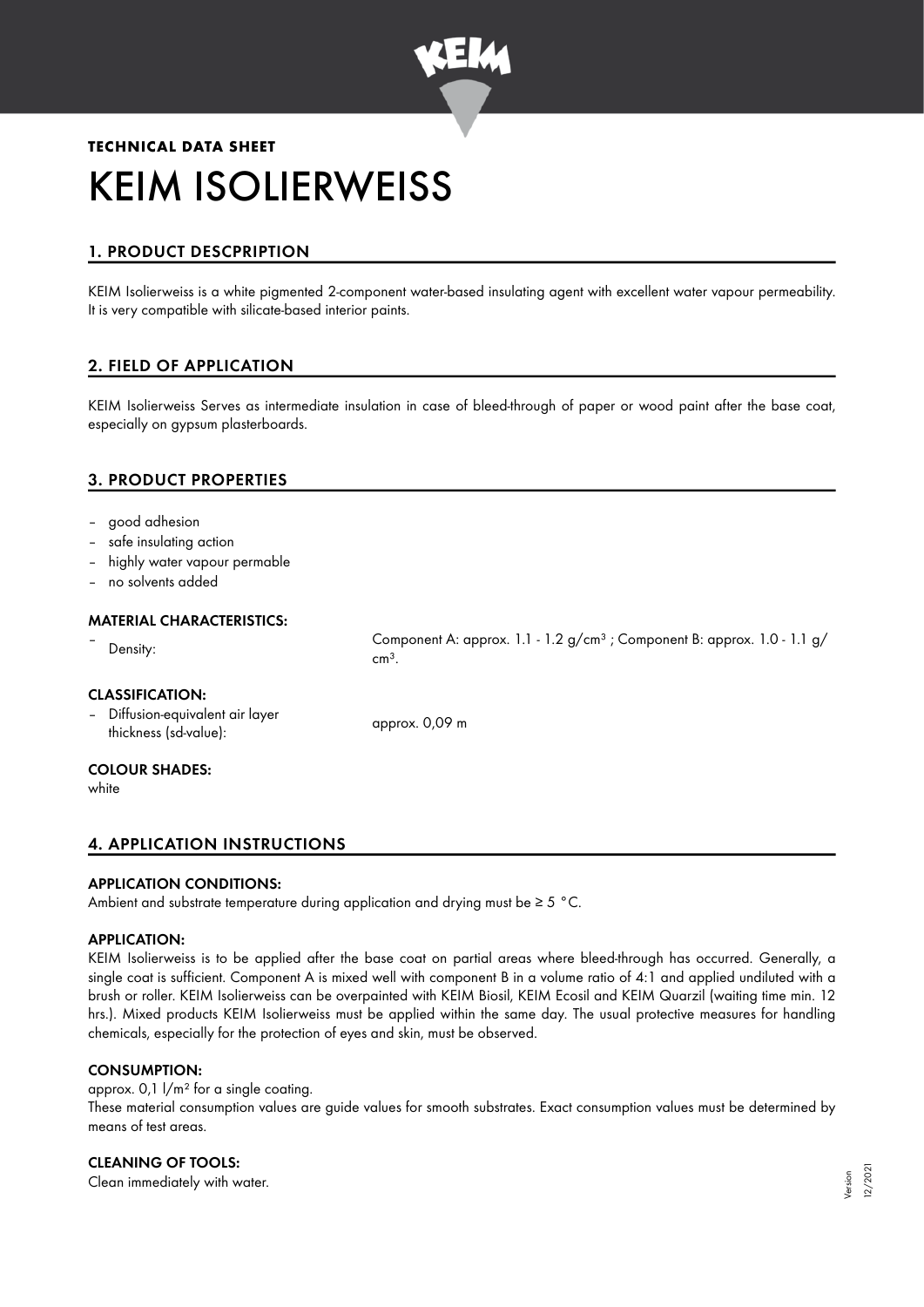**TECHNICAL DATA SHEET**

# KEIM ISOLIERWEISS

## 1. PRODUCT DESCPRIPTION

KEIM Isolierweiss is a white pigmented 2-component water-based insulating agent with excellent water vapour permeability. It is very compatible with silicate-based interior paints.

## 2. FIELD OF APPLICATION

KEIM Isolierweiss Serves as intermediate insulation in case of bleed-through of paper or wood paint after the base coat, especially on gypsum plasterboards.

## 3. PRODUCT PROPERTIES

- good adhesion
- safe insulating action
- highly water vapour permable
- no solvents added

### MATERIAL CHARACTERISTICS:

- Density: Component A: approx. 1.1 - 1.2 g/cm³ ; Component B: approx. 1.0 - 1.1 g/cm³.

### CLASSIFICATION:

- Diffusion-equivalent air layer thickness (sd-value): approx. 0,09 m

### COLOUR SHADES:

white

## 4. APPLICATION INSTRUCTIONS

### APPLICATION CONDITIONS:

Ambient and substrate temperature during application and drying must be ≥ 5 °C.

### APPLICATION:

KEIM Isolierweiss is to be applied after the base coat on partial areas where bleed-through has occurred. Generally, a single coat is sufficient. Component A is mixed well with component B in a volume ratio of 4:1 and applied undiluted with a brush or roller. KEIM Isolierweiss can be overpainted with KEIM Biosil, KEIM Ecosil and KEIM Quarzil (waiting time min. 12 hrs.). Mixed products KEIM Isolierweiss must be applied within the same day. The usual protective measures for handling chemicals, especially for the protection of eyes and skin, must be observed.

### CONSUMPTION:

approx. 0,1 l/m² for a single coating.
These material consumption values are guide values for smooth substrates. Exact consumption values must be determined by means of test areas.

### CLEANING OF TOOLS:

Clean immediately with water.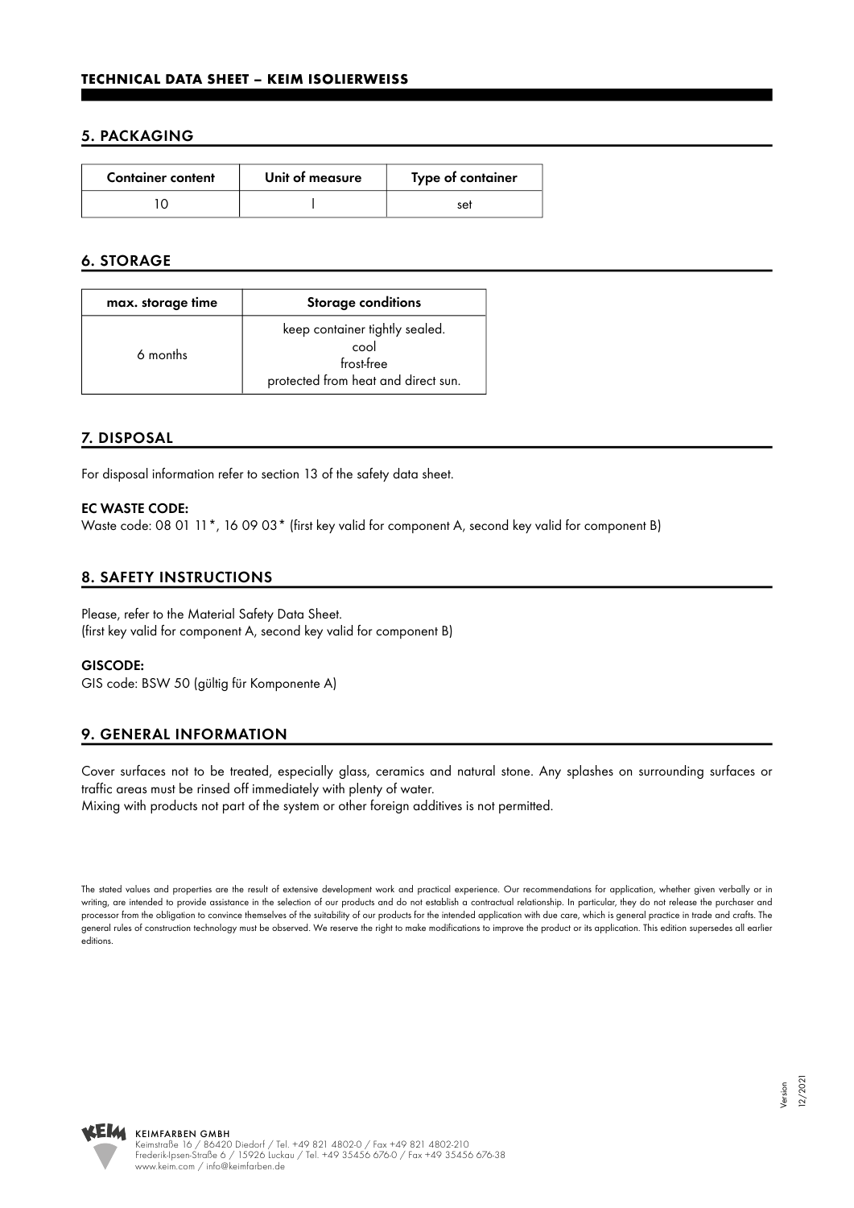## 5. PACKAGING

| Container content | Unit of measure | Type of container |
|---|---|---|
| 10 | l | set |

## 6. STORAGE

| max. storage time | Storage conditions |
|---|---|
| 6 months | keep container tightly sealed.<br>cool<br>frost-free<br>protected from heat and direct sun. |

## 7. DISPOSAL

For disposal information refer to section 13 of the safety data sheet.

**EC WASTE CODE:**

Waste code: 08 01 11*, 16 09 03* (first key valid for component A, second key valid for component B)

## 8. SAFETY INSTRUCTIONS

Please, refer to the Material Safety Data Sheet.
(first key valid for component A, second key valid for component B)

**GISCODE:**

GIS code: BSW 50 (gültig für Komponente A)

## 9. GENERAL INFORMATION

Cover surfaces not to be treated, especially glass, ceramics and natural stone. Any splashes on surrounding surfaces or traffic areas must be rinsed off immediately with plenty of water.
Mixing with products not part of the system or other foreign additives is not permitted.

The stated values and properties are the result of extensive development work and practical experience. Our recommendations for application, whether given verbally or in writing, are intended to provide assistance in the selection of our products and do not establish a contractual relationship. In particular, they do not release the purchaser and processor from the obligation to convince themselves of the suitability of our products for the intended application with due care, which is general practice in trade and crafts. The general rules of construction technology must be observed. We reserve the right to make modifications to improve the product or its application. This edition supersedes all earlier editions.

Version 12/2021

KEIMFARBEN GMBH
Keimstraße 16 / 86420 Diedorf / Tel. +49 821 4802-0 / Fax +49 821 4802-210
Frederik-Ipsen-Straße 6 / 15926 Luckau / Tel. +49 35456 676-0 / Fax +49 35456 676-38
www.keim.com / info@keimfarben.de